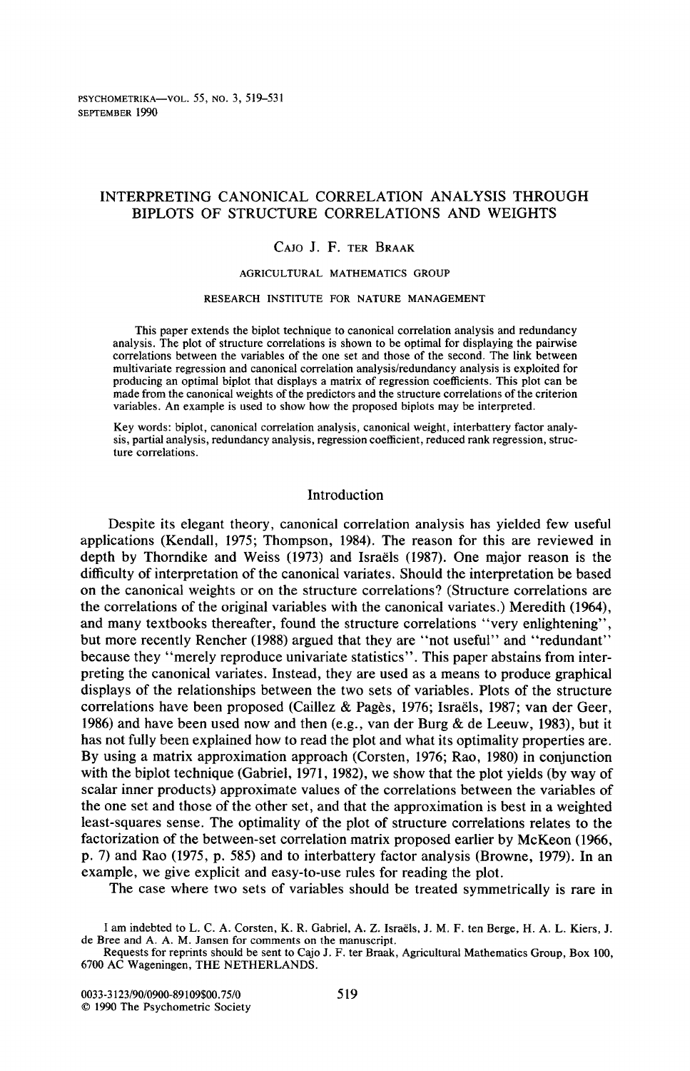# INTERPRETING CANONICAL CORRELATION ANALYSIS THROUGH BIPLOTS OF STRUCTURE CORRELATIONS AND WEIGHTS

CAJO J. F. TER BRAAK

AGRICULTURAL MATHEMATICS GROUP

RESEARCH INSTITUTE FOR NATURE MANAGEMENT

This paper extends the biplot technique to canonical correlation analysis and redundancy analysis. The plot of structure correlations is shown to be optimal for displaying the pairwise correlations between the variables of the one set and those of the second. The link between multivariate regression and canonical correlation analysis/redundancy analysis is exploited for producing an optimal biplot that displays a matrix of regression coefficients. This plot can be made from the canonical weights of the predictors and the structure correlations of the criterion variables. An example is used to show how the proposed biplots may be interpreted.

Key words: biplot, canonical correlation analysis, canonical weight, interbattery factor analysis, partial analysis, redundancy analysis, regression coefficient, reduced rank regression, structure correlations.

## Introduction

Despite its elegant theory, canonical correlation analysis has yielded few useful applications (Kendall, 1975; Thompson, 1984). The reason for this are reviewed in depth by Thorndike and Weiss (1973) and Israëls (1987). One major reason is the difficulty of interpretation of the canonical variates. Should the interpretation be based on the canonical weights or on the structure correlations? (Structure correlations are the correlations of the original variables with the canonical variates.) Meredith (1964), and many textbooks thereafter, found the structure correlations "very enlightening", but more recently Rencher (1988) argued that they are "not useful" and "redundant" because they "merely reproduce univariate statistics". This paper abstains from interpreting the canonical variates. Instead, they are used as a means to produce graphical displays of the relationships between the two sets of variables. Plots of the structure correlations have been proposed (Caillez & Pagès, 1976; Israëls, 1987; van der Geer, 1986) and have been used now and then (e.g., van der Burg & de Leeuw, 1983), but it has not fully been explained how to read the plot and what its optimality properties are. By using a matrix approximation approach (Corsten, 1976; Rao, 1980) in conjunction with the biplot technique (Gabriel, 1971, 1982), we show that the plot yields (by way of scalar inner products) approximate values of the correlations between the variables of the one set and those of the other set, and that the approximation is best in a weighted least-squares sense. The optimality of the plot of structure correlations relates to the factorization of the between-set correlation matrix proposed earlier by McKeon (1966, p. 7) and Rao (1975, p. 585) and to interbattery factor analysis (Browne, 1979). In an example, we give explicit and easy-to-use rules for reading the plot.

The case where two sets of variables should be treated symmetrically is rare in

---

I am indebted to L. C. A. Corsten, K. R. Gabriel, A. Z. Israëls, J. M. F. ten Berge, H. A. L. Kiers, J. de Bree and A. A. M. Jansen for comments on the manuscript.

Requests for reprints should be sent to Cajo J. F. ter Braak, Agricultural Mathematics Group, Box 100, 6700 AC Wageningen, THE NETHERLANDS.

0033-3123/90/0900-89109$00.75/0

© 1990 The Psychometric Society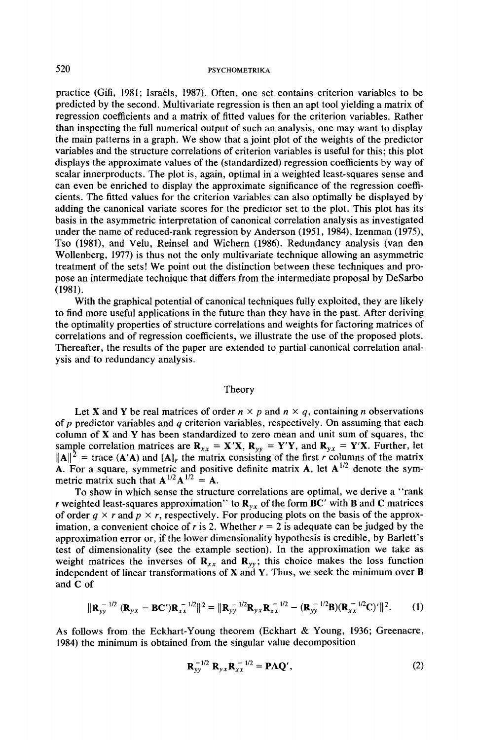practice (Gifi, 1981; Israëls, 1987). Often, one set contains criterion variables to be predicted by the second. Multivariate regression is then an apt tool yielding a matrix of regression coefficients and a matrix of fitted values for the criterion variables. Rather than inspecting the full numerical output of such an analysis, one may want to display the main patterns in a graph. We show that a joint plot of the weights of the predictor variables and the structure correlations of criterion variables is useful for this; this plot displays the approximate values of the (standardized) regression coefficients by way of scalar innerproducts. The plot is, again, optimal in a weighted least-squares sense and can even be enriched to display the approximate significance of the regression coefficients. The fitted values for the criterion variables can also optimally be displayed by adding the canonical variate scores for the predictor set to the plot. This plot has its basis in the asymmetric interpretation of canonical correlation analysis as investigated under the name of reduced-rank regression by Anderson (1951, 1984), Izenman (1975), Tso (1981), and Velu, Reinsel and Wichern (1986). Redundancy analysis (van den Wollenberg, 1977) is thus not the only multivariate technique allowing an asymmetric treatment of the sets! We point out the distinction between these techniques and propose an intermediate technique that differs from the intermediate proposal by DeSarbo (1981).

With the graphical potential of canonical techniques fully exploited, they are likely to find more useful applications in the future than they have in the past. After deriving the optimality properties of structure correlations and weights for factoring matrices of correlations and of regression coefficients, we illustrate the use of the proposed plots. Thereafter, the results of the paper are extended to partial canonical correlation analysis and to redundancy analysis.

## Theory

Let $\mathbf{X}$ and $\mathbf{Y}$ be real matrices of order $n \times p$ and $n \times q$, containing $n$ observations of $p$ predictor variables and $q$ criterion variables, respectively. On assuming that each column of $\mathbf{X}$ and $\mathbf{Y}$ has been standardized to zero mean and unit sum of squares, the sample correlation matrices are $\mathbf{R}_{xx} = \mathbf{X}'\mathbf{X}$, $\mathbf{R}_{yy} = \mathbf{Y}'\mathbf{Y}$, and $\mathbf{R}_{yx} = \mathbf{Y}'\mathbf{X}$. Further, let $\|\mathbf{A}\|^2 = \text{trace}\,(\mathbf{A}'\mathbf{A})$ and $[\mathbf{A}]_r$ the matrix consisting of the first $r$ columns of the matrix $\mathbf{A}$. For a square, symmetric and positive definite matrix $\mathbf{A}$, let $\mathbf{A}^{1/2}$ denote the symmetric matrix such that $\mathbf{A}^{1/2}\mathbf{A}^{1/2} = \mathbf{A}$.

To show in which sense the structure correlations are optimal, we derive a "rank $r$ weighted least-squares approximation" to $\mathbf{R}_{yx}$ of the form $\mathbf{BC}'$ with $\mathbf{B}$ and $\mathbf{C}$ matrices of order $q \times r$ and $p \times r$, respectively. For producing plots on the basis of the approximation, a convenient choice of $r$ is 2. Whether $r = 2$ is adequate can be judged by the approximation error or, if the lower dimensionality hypothesis is credible, by Barlett's test of dimensionality (see the example section). In the approximation we take as weight matrices the inverses of $\mathbf{R}_{xx}$ and $\mathbf{R}_{yy}$; this choice makes the loss function independent of linear transformations of $\mathbf{X}$ and $\mathbf{Y}$. Thus, we seek the minimum over $\mathbf{B}$ and $\mathbf{C}$ of

$$\|\mathbf{R}_{yy}^{-1/2}(\mathbf{R}_{yx} - \mathbf{BC}')\mathbf{R}_{xx}^{-1/2}\|^2 = \|\mathbf{R}_{yy}^{-1/2}\mathbf{R}_{yx}\mathbf{R}_{xx}^{-1/2} - (\mathbf{R}_{yy}^{-1/2}\mathbf{B})(\mathbf{R}_{xx}^{-1/2}\mathbf{C})'\|^2. \tag{1}$$

As follows from the Eckhart-Young theorem (Eckhart & Young, 1936; Greenacre, 1984) the minimum is obtained from the singular value decomposition

$$\mathbf{R}_{yy}^{-1/2}\mathbf{R}_{yx}\mathbf{R}_{xx}^{-1/2} = \mathbf{P\Lambda Q}', \tag{2}$$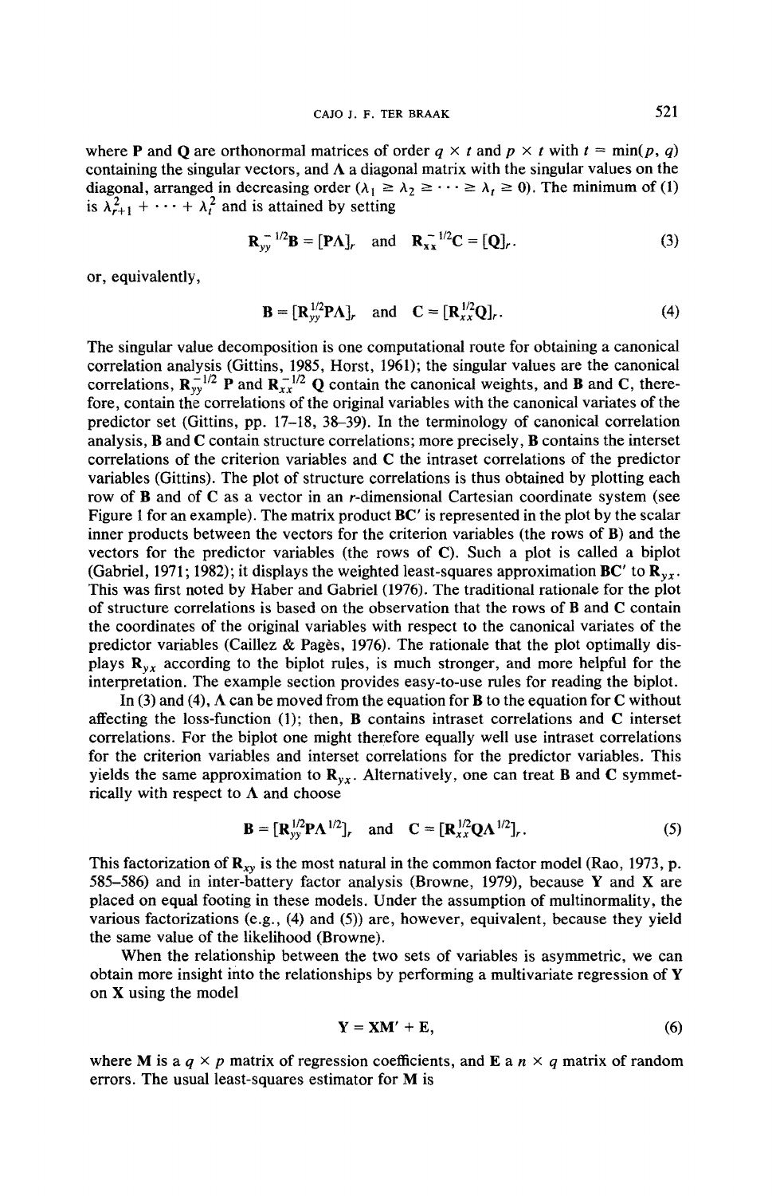where $\mathbf{P}$ and $\mathbf{Q}$ are orthonormal matrices of order $q \times t$ and $p \times t$ with $t = \min(p, q)$ containing the singular vectors, and $\mathbf{\Lambda}$ a diagonal matrix with the singular values on the diagonal, arranged in decreasing order ($\lambda_1 \geq \lambda_2 \geq \cdots \geq \lambda_t \geq 0$). The minimum of (1) is $\lambda_{r+1}^2 + \cdots + \lambda_t^2$ and is attained by setting

$$\mathbf{R}_{yy}^{-1/2}\mathbf{B} = [\mathbf{P\Lambda}]_r \quad \text{and} \quad \mathbf{R}_{xx}^{-1/2}\mathbf{C} = [\mathbf{Q}]_r. \tag{3}$$

or, equivalently,

$$\mathbf{B} = [\mathbf{R}_{yy}^{1/2}\mathbf{P\Lambda}]_r \quad \text{and} \quad \mathbf{C} = [\mathbf{R}_{xx}^{1/2}\mathbf{Q}]_r. \tag{4}$$

The singular value decomposition is one computational route for obtaining a canonical correlation analysis (Gittins, 1985, Horst, 1961); the singular values are the canonical correlations, $\mathbf{R}_{yy}^{-1/2}\,\mathbf{P}$ and $\mathbf{R}_{xx}^{-1/2}\,\mathbf{Q}$ contain the canonical weights, and $\mathbf{B}$ and $\mathbf{C}$, therefore, contain the correlations of the original variables with the canonical variates of the predictor set (Gittins, pp. 17–18, 38–39). In the terminology of canonical correlation analysis, $\mathbf{B}$ and $\mathbf{C}$ contain structure correlations; more precisely, $\mathbf{B}$ contains the interset correlations of the criterion variables and $\mathbf{C}$ the intraset correlations of the predictor variables (Gittins). The plot of structure correlations is thus obtained by plotting each row of $\mathbf{B}$ and of $\mathbf{C}$ as a vector in an $r$-dimensional Cartesian coordinate system (see Figure 1 for an example). The matrix product $\mathbf{BC}'$ is represented in the plot by the scalar inner products between the vectors for the criterion variables (the rows of $\mathbf{B}$) and the vectors for the predictor variables (the rows of $\mathbf{C}$). Such a plot is called a biplot (Gabriel, 1971; 1982); it displays the weighted least-squares approximation $\mathbf{BC}'$ to $\mathbf{R}_{yx}$. This was first noted by Haber and Gabriel (1976). The traditional rationale for the plot of structure correlations is based on the observation that the rows of $\mathbf{B}$ and $\mathbf{C}$ contain the coordinates of the original variables with respect to the canonical variates of the predictor variables (Caillez & Pagès, 1976). The rationale that the plot optimally displays $\mathbf{R}_{yx}$ according to the biplot rules, is much stronger, and more helpful for the interpretation. The example section provides easy-to-use rules for reading the biplot.

In (3) and (4), $\mathbf{\Lambda}$ can be moved from the equation for $\mathbf{B}$ to the equation for $\mathbf{C}$ without affecting the loss-function (1); then, $\mathbf{B}$ contains intraset correlations and $\mathbf{C}$ interset correlations. For the biplot one might therefore equally well use intraset correlations for the criterion variables and interset correlations for the predictor variables. This yields the same approximation to $\mathbf{R}_{yx}$. Alternatively, one can treat $\mathbf{B}$ and $\mathbf{C}$ symmetrically with respect to $\mathbf{\Lambda}$ and choose

$$\mathbf{B} = [\mathbf{R}_{yy}^{1/2}\mathbf{P\Lambda}^{1/2}]_r \quad \text{and} \quad \mathbf{C} = [\mathbf{R}_{xx}^{1/2}\mathbf{Q\Lambda}^{1/2}]_r. \tag{5}$$

This factorization of $\mathbf{R}_{xy}$ is the most natural in the common factor model (Rao, 1973, p. 585–586) and in inter-battery factor analysis (Browne, 1979), because $\mathbf{Y}$ and $\mathbf{X}$ are placed on equal footing in these models. Under the assumption of multinormality, the various factorizations (e.g., (4) and (5)) are, however, equivalent, because they yield the same value of the likelihood (Browne).

When the relationship between the two sets of variables is asymmetric, we can obtain more insight into the relationships by performing a multivariate regression of $\mathbf{Y}$ on $\mathbf{X}$ using the model

$$\mathbf{Y} = \mathbf{XM}' + \mathbf{E}, \tag{6}$$

where $\mathbf{M}$ is a $q \times p$ matrix of regression coefficients, and $\mathbf{E}$ a $n \times q$ matrix of random errors. The usual least-squares estimator for $\mathbf{M}$ is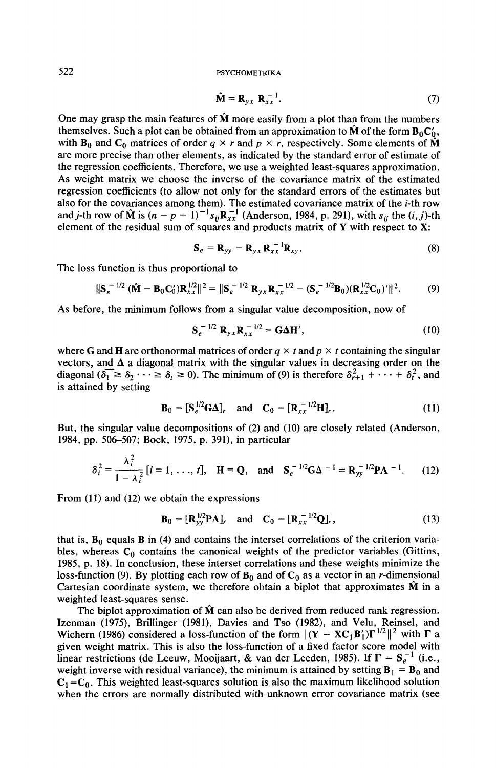$$\hat{\mathbf{M}} = \mathbf{R}_{yx}\,\mathbf{R}_{xx}^{-1}. \tag{7}$$

One may grasp the main features of $\hat{\mathbf{M}}$ more easily from a plot than from the numbers themselves. Such a plot can be obtained from an approximation to $\hat{\mathbf{M}}$ of the form $\mathbf{B}_0\mathbf{C}_0'$, with $\mathbf{B}_0$ and $\mathbf{C}_0$ matrices of order $q \times r$ and $p \times r$, respectively. Some elements of $\hat{\mathbf{M}}$ are more precise than other elements, as indicated by the standard error of estimate of the regression coefficients. Therefore, we use a weighted least-squares approximation. As weight matrix we choose the inverse of the covariance matrix of the estimated regression coefficients (to allow not only for the standard errors of the estimates but also for the covariances among them). The estimated covariance matrix of the $i$-th row and $j$-th row of $\hat{\mathbf{M}}$ is $(n - p - 1)^{-1}s_{ij}\mathbf{R}_{xx}^{-1}$ (Anderson, 1984, p. 291), with $s_{ij}$ the $(i, j)$-th element of the residual sum of squares and products matrix of $\mathbf{Y}$ with respect to $\mathbf{X}$:

$$\mathbf{S}_e = \mathbf{R}_{yy} - \mathbf{R}_{yx}\mathbf{R}_{xx}^{-1}\mathbf{R}_{xy}. \tag{8}$$

The loss function is thus proportional to

$$\|\mathbf{S}_e^{-1/2}(\hat{\mathbf{M}} - \mathbf{B}_0\mathbf{C}_0')\mathbf{R}_{xx}^{1/2}\|^2 = \|\mathbf{S}_e^{-1/2}\,\mathbf{R}_{yx}\mathbf{R}_{xx}^{-1/2} - (\mathbf{S}_e^{-1/2}\mathbf{B}_0)(\mathbf{R}_{xx}^{1/2}\mathbf{C}_0)'\|^2. \tag{9}$$

As before, the minimum follows from a singular value decomposition, now of

$$\mathbf{S}_e^{-1/2}\,\mathbf{R}_{yx}\mathbf{R}_{xx}^{-1/2} = \mathbf{G}\boldsymbol{\Delta}\mathbf{H}', \tag{10}$$

where $\mathbf{G}$ and $\mathbf{H}$ are orthonormal matrices of order $q \times t$ and $p \times t$ containing the singular vectors, and $\boldsymbol{\Delta}$ a diagonal matrix with the singular values in decreasing order on the diagonal ($\delta_1 \geq \delta_2 \cdots \geq \delta_t \geq 0$). The minimum of (9) is therefore $\delta_{r+1}^2 + \cdots + \delta_t^2$, and is attained by setting

$$\mathbf{B}_0 = [\mathbf{S}_e^{1/2}\mathbf{G}\boldsymbol{\Delta}]_r \quad \text{and} \quad \mathbf{C}_0 = [\mathbf{R}_{xx}^{-1/2}\mathbf{H}]_r. \tag{11}$$

But, the singular value decompositions of (2) and (10) are closely related (Anderson, 1984, pp. 506–507; Bock, 1975, p. 391), in particular

$$\delta_i^2 = \frac{\lambda_i^2}{1 - \lambda_i^2}\,[i = 1, \ldots, t], \quad \mathbf{H} = \mathbf{Q}, \quad \text{and} \quad \mathbf{S}_e^{-1/2}\mathbf{G}\boldsymbol{\Delta}^{-1} = \mathbf{R}_{yy}^{-1/2}\mathbf{P}\boldsymbol{\Lambda}^{-1}. \tag{12}$$

From (11) and (12) we obtain the expressions

$$\mathbf{B}_0 = [\mathbf{R}_{yy}^{1/2}\mathbf{P}\boldsymbol{\Lambda}]_r \quad \text{and} \quad \mathbf{C}_0 = [\mathbf{R}_{xx}^{-1/2}\mathbf{Q}]_r, \tag{13}$$

that is, $\mathbf{B}_0$ equals $\mathbf{B}$ in (4) and contains the interset correlations of the criterion variables, whereas $\mathbf{C}_0$ contains the canonical weights of the predictor variables (Gittins, 1985, p. 18). In conclusion, these interset correlations and these weights minimize the loss-function (9). By plotting each row of $\mathbf{B}_0$ and of $\mathbf{C}_0$ as a vector in an $r$-dimensional Cartesian coordinate system, we therefore obtain a biplot that approximates $\hat{\mathbf{M}}$ in a weighted least-squares sense.

The biplot approximation of $\hat{\mathbf{M}}$ can also be derived from reduced rank regression. Izenman (1975), Brillinger (1981), Davies and Tso (1982), and Velu, Reinsel, and Wichern (1986) considered a loss-function of the form $\|(\mathbf{Y} - \mathbf{X}\mathbf{C}_1\mathbf{B}_1')\boldsymbol{\Gamma}^{1/2}\|^2$ with $\boldsymbol{\Gamma}$ a given weight matrix. This is also the loss-function of a fixed factor score model with linear restrictions (de Leeuw, Mooijaart, & van der Leeden, 1985). If $\boldsymbol{\Gamma} = \mathbf{S}_e^{-1}$ (i.e., weight inverse with residual variance), the minimum is attained by setting $\mathbf{B}_1 = \mathbf{B}_0$ and $\mathbf{C}_1 = \mathbf{C}_0$. This weighted least-squares solution is also the maximum likelihood solution when the errors are normally distributed with unknown error covariance matrix (see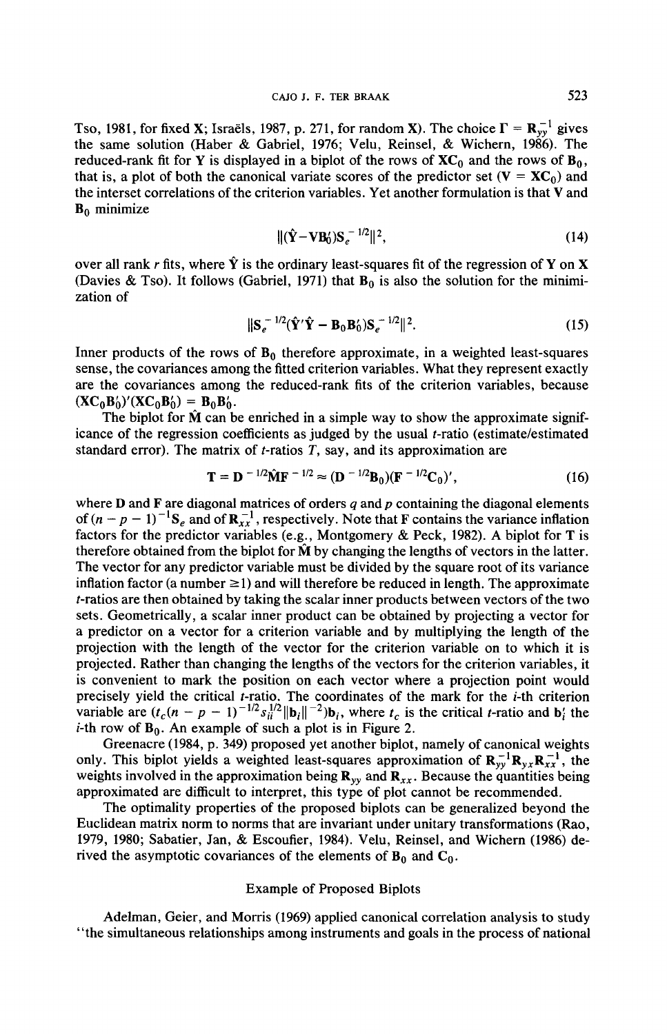Tso, 1981, for fixed $\mathbf{X}$; Israëls, 1987, p. 271, for random $\mathbf{X}$). The choice $\mathbf{\Gamma} = \mathbf{R}_{yy}^{-1}$ gives the same solution (Haber & Gabriel, 1976; Velu, Reinsel, & Wichern, 1986). The reduced-rank fit for $\mathbf{Y}$ is displayed in a biplot of the rows of $\mathbf{XC}_0$ and the rows of $\mathbf{B}_0$, that is, a plot of both the canonical variate scores of the predictor set ($\mathbf{V} = \mathbf{XC}_0$) and the interset correlations of the criterion variables. Yet another formulation is that $\mathbf{V}$ and $\mathbf{B}_0$ minimize

$$\|(\hat{\mathbf{Y}} - \mathbf{V}\mathbf{B}_0')\mathbf{S}_e^{-1/2}\|^2, \tag{14}$$

over all rank $r$ fits, where $\hat{\mathbf{Y}}$ is the ordinary least-squares fit of the regression of $\mathbf{Y}$ on $\mathbf{X}$ (Davies & Tso). It follows (Gabriel, 1971) that $\mathbf{B}_0$ is also the solution for the minimization of

$$\|\mathbf{S}_e^{-1/2}(\hat{\mathbf{Y}}'\hat{\mathbf{Y}} - \mathbf{B}_0\mathbf{B}_0')\mathbf{S}_e^{-1/2}\|^2. \tag{15}$$

Inner products of the rows of $\mathbf{B}_0$ therefore approximate, in a weighted least-squares sense, the covariances among the fitted criterion variables. What they represent exactly are the covariances among the reduced-rank fits of the criterion variables, because $(\mathbf{XC}_0\mathbf{B}_0')'(\mathbf{XC}_0\mathbf{B}_0') = \mathbf{B}_0\mathbf{B}_0'$.

The biplot for $\hat{\mathbf{M}}$ can be enriched in a simple way to show the approximate significance of the regression coefficients as judged by the usual $t$-ratio (estimate/estimated standard error). The matrix of $t$-ratios $T$, say, and its approximation are

$$\mathbf{T} = \mathbf{D}^{-1/2}\hat{\mathbf{M}}\mathbf{F}^{-1/2} \approx (\mathbf{D}^{-1/2}\mathbf{B}_0)(\mathbf{F}^{-1/2}\mathbf{C}_0)', \tag{16}$$

where $\mathbf{D}$ and $\mathbf{F}$ are diagonal matrices of orders $q$ and $p$ containing the diagonal elements of $(n - p - 1)^{-1}\mathbf{S}_e$ and of $\mathbf{R}_{xx}^{-1}$, respectively. Note that $\mathbf{F}$ contains the variance inflation factors for the predictor variables (e.g., Montgomery & Peck, 1982). A biplot for $\mathbf{T}$ is therefore obtained from the biplot for $\hat{\mathbf{M}}$ by changing the lengths of vectors in the latter. The vector for any predictor variable must be divided by the square root of its variance inflation factor (a number $\geq 1$) and will therefore be reduced in length. The approximate $t$-ratios are then obtained by taking the scalar inner products between vectors of the two sets. Geometrically, a scalar inner product can be obtained by projecting a vector for a predictor on a vector for a criterion variable and by multiplying the length of the projection with the length of the vector for the criterion variable on to which it is projected. Rather than changing the lengths of the vectors for the criterion variables, it is convenient to mark the position on each vector where a projection point would precisely yield the critical $t$-ratio. The coordinates of the mark for the $i$-th criterion variable are $(t_c(n - p - 1)^{-1/2}s_{ii}^{1/2}\|\mathbf{b}_i\|^{-2})\mathbf{b}_i$, where $t_c$ is the critical $t$-ratio and $\mathbf{b}_i'$ the $i$-th row of $\mathbf{B}_0$. An example of such a plot is in Figure 2.

Greenacre (1984, p. 349) proposed yet another biplot, namely of canonical weights only. This biplot yields a weighted least-squares approximation of $\mathbf{R}_{yy}^{-1}\mathbf{R}_{yx}\mathbf{R}_{xx}^{-1}$, the weights involved in the approximation being $\mathbf{R}_{yy}$ and $\mathbf{R}_{xx}$. Because the quantities being approximated are difficult to interpret, this type of plot cannot be recommended.

The optimality properties of the proposed biplots can be generalized beyond the Euclidean matrix norm to norms that are invariant under unitary transformations (Rao, 1979, 1980; Sabatier, Jan, & Escoufier, 1984). Velu, Reinsel, and Wichern (1986) derived the asymptotic covariances of the elements of $\mathbf{B}_0$ and $\mathbf{C}_0$.

## Example of Proposed Biplots

Adelman, Geier, and Morris (1969) applied canonical correlation analysis to study "the simultaneous relationships among instruments and goals in the process of national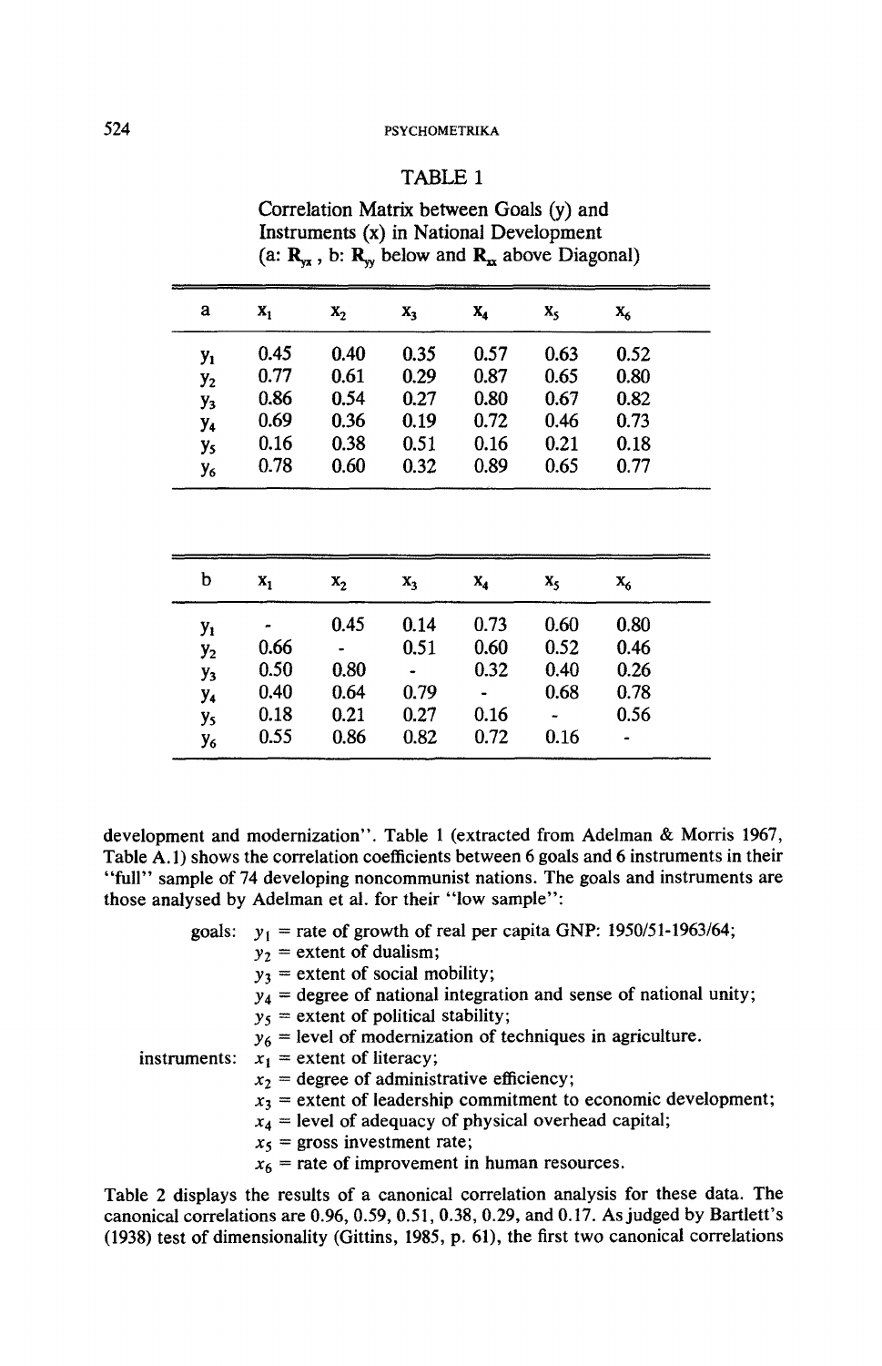TABLE 1

Correlation Matrix between Goals (y) and Instruments (x) in National Development (a: $\mathbf{R}_{yx}$, b: $\mathbf{R}_{yy}$ below and $\mathbf{R}_{xx}$ above Diagonal)

| a | $x_1$ | $x_2$ | $x_3$ | $x_4$ | $x_5$ | $x_6$ |
|---|---|---|---|---|---|---|
| $y_1$ | 0.45 | 0.40 | 0.35 | 0.57 | 0.63 | 0.52 |
| $y_2$ | 0.77 | 0.61 | 0.29 | 0.87 | 0.65 | 0.80 |
| $y_3$ | 0.86 | 0.54 | 0.27 | 0.80 | 0.67 | 0.82 |
| $y_4$ | 0.69 | 0.36 | 0.19 | 0.72 | 0.46 | 0.73 |
| $y_5$ | 0.16 | 0.38 | 0.51 | 0.16 | 0.21 | 0.18 |
| $y_6$ | 0.78 | 0.60 | 0.32 | 0.89 | 0.65 | 0.77 |

| b | $x_1$ | $x_2$ | $x_3$ | $x_4$ | $x_5$ | $x_6$ |
|---|---|---|---|---|---|---|
| $y_1$ | - | 0.45 | 0.14 | 0.73 | 0.60 | 0.80 |
| $y_2$ | 0.66 | - | 0.51 | 0.60 | 0.52 | 0.46 |
| $y_3$ | 0.50 | 0.80 | - | 0.32 | 0.40 | 0.26 |
| $y_4$ | 0.40 | 0.64 | 0.79 | - | 0.68 | 0.78 |
| $y_5$ | 0.18 | 0.21 | 0.27 | 0.16 | - | 0.56 |
| $y_6$ | 0.55 | 0.86 | 0.82 | 0.72 | 0.16 | - |

development and modernization". Table 1 (extracted from Adelman & Morris 1967, Table A.1) shows the correlation coefficients between 6 goals and 6 instruments in their "full" sample of 74 developing noncommunist nations. The goals and instruments are those analysed by Adelman et al. for their "low sample":

goals:
- $y_1$ = rate of growth of real per capita GNP: 1950/51-1963/64;
- $y_2$ = extent of dualism;
- $y_3$ = extent of social mobility;
- $y_4$ = degree of national integration and sense of national unity;
- $y_5$ = extent of political stability;
- $y_6$ = level of modernization of techniques in agriculture.

instruments:
- $x_1$ = extent of literacy;
- $x_2$ = degree of administrative efficiency;
- $x_3$ = extent of leadership commitment to economic development;
- $x_4$ = level of adequacy of physical overhead capital;
- $x_5$ = gross investment rate;
- $x_6$ = rate of improvement in human resources.

Table 2 displays the results of a canonical correlation analysis for these data. The canonical correlations are 0.96, 0.59, 0.51, 0.38, 0.29, and 0.17. As judged by Bartlett's (1938) test of dimensionality (Gittins, 1985, p. 61), the first two canonical correlations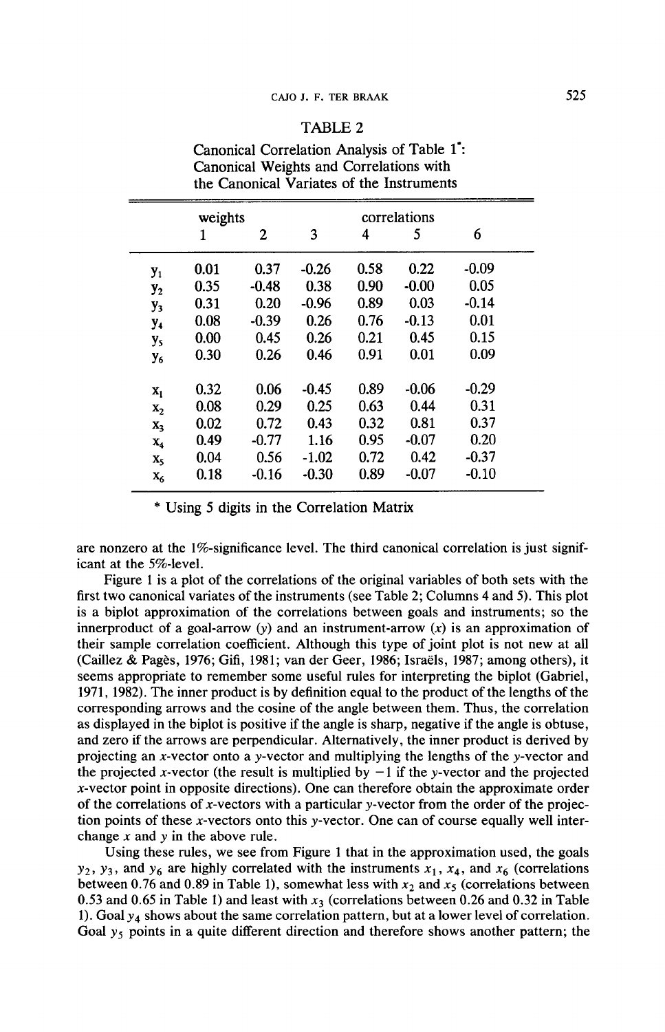TABLE 2

Canonical Correlation Analysis of Table 1*: Canonical Weights and Correlations with the Canonical Variates of the Instruments

| | weights | | | correlations | | |
|---|---|---|---|---|---|---|
| | 1 | 2 | 3 | 4 | 5 | 6 |
| $y_1$ | 0.01 | 0.37 | -0.26 | 0.58 | 0.22 | -0.09 |
| $y_2$ | 0.35 | -0.48 | 0.38 | 0.90 | -0.00 | 0.05 |
| $y_3$ | 0.31 | 0.20 | -0.96 | 0.89 | 0.03 | -0.14 |
| $y_4$ | 0.08 | -0.39 | 0.26 | 0.76 | -0.13 | 0.01 |
| $y_5$ | 0.00 | 0.45 | 0.26 | 0.21 | 0.45 | 0.15 |
| $y_6$ | 0.30 | 0.26 | 0.46 | 0.91 | 0.01 | 0.09 |
| $x_1$ | 0.32 | 0.06 | -0.45 | 0.89 | -0.06 | -0.29 |
| $x_2$ | 0.08 | 0.29 | 0.25 | 0.63 | 0.44 | 0.31 |
| $x_3$ | 0.02 | 0.72 | 0.43 | 0.32 | 0.81 | 0.37 |
| $x_4$ | 0.49 | -0.77 | 1.16 | 0.95 | -0.07 | 0.20 |
| $x_5$ | 0.04 | 0.56 | -1.02 | 0.72 | 0.42 | -0.37 |
| $x_6$ | 0.18 | -0.16 | -0.30 | 0.89 | -0.07 | -0.10 |

\* Using 5 digits in the Correlation Matrix

are nonzero at the 1%-significance level. The third canonical correlation is just significant at the 5%-level.

Figure 1 is a plot of the correlations of the original variables of both sets with the first two canonical variates of the instruments (see Table 2; Columns 4 and 5). This plot is a biplot approximation of the correlations between goals and instruments; so the innerproduct of a goal-arrow ($y$) and an instrument-arrow ($x$) is an approximation of their sample correlation coefficient. Although this type of joint plot is not new at all (Caillez & Pagès, 1976; Gifi, 1981; van der Geer, 1986; Israëls, 1987; among others), it seems appropriate to remember some useful rules for interpreting the biplot (Gabriel, 1971, 1982). The inner product is by definition equal to the product of the lengths of the corresponding arrows and the cosine of the angle between them. Thus, the correlation as displayed in the biplot is positive if the angle is sharp, negative if the angle is obtuse, and zero if the arrows are perpendicular. Alternatively, the inner product is derived by projecting an $x$-vector onto a $y$-vector and multiplying the lengths of the $y$-vector and the projected $x$-vector (the result is multiplied by $-1$ if the $y$-vector and the projected $x$-vector point in opposite directions). One can therefore obtain the approximate order of the correlations of $x$-vectors with a particular $y$-vector from the order of the projection points of these $x$-vectors onto this $y$-vector. One can of course equally well interchange $x$ and $y$ in the above rule.

Using these rules, we see from Figure 1 that in the approximation used, the goals $y_2$, $y_3$, and $y_6$ are highly correlated with the instruments $x_1$, $x_4$, and $x_6$ (correlations between 0.76 and 0.89 in Table 1), somewhat less with $x_2$ and $x_5$ (correlations between 0.53 and 0.65 in Table 1) and least with $x_3$ (correlations between 0.26 and 0.32 in Table 1). Goal $y_4$ shows about the same correlation pattern, but at a lower level of correlation. Goal $y_5$ points in a quite different direction and therefore shows another pattern; the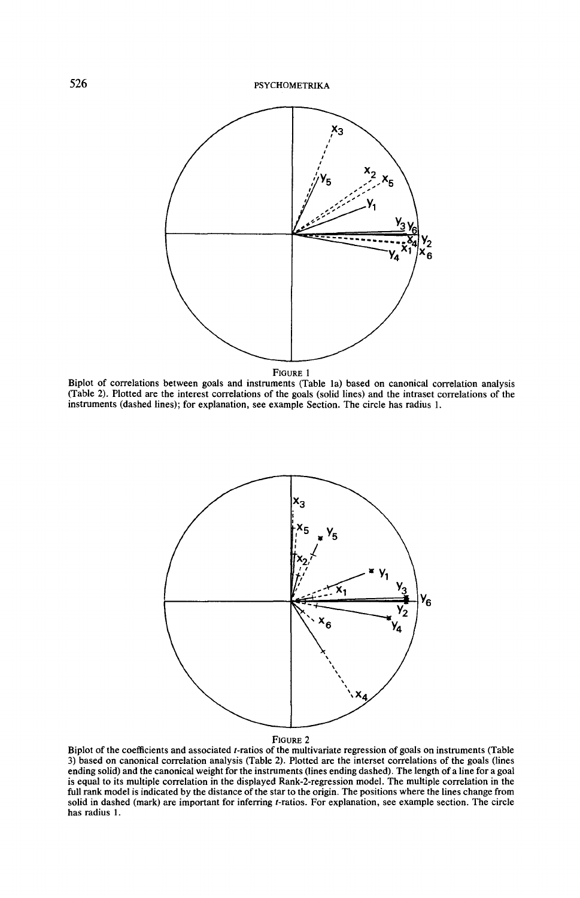FIGURE 1

Biplot of correlations between goals and instruments (Table 1a) based on canonical correlation analysis (Table 2). Plotted are the interest correlations of the goals (solid lines) and the intraset correlations of the instruments (dashed lines); for explanation, see example Section. The circle has radius 1.

FIGURE 2

Biplot of the coefficients and associated $t$-ratios of the multivariate regression of goals on instruments (Table 3) based on canonical correlation analysis (Table 2). Plotted are the interset correlations of the goals (lines ending solid) and the canonical weight for the instruments (lines ending dashed). The length of a line for a goal is equal to its multiple correlation in the displayed Rank-2-regression model. The multiple correlation in the full rank model is indicated by the distance of the star to the origin. The positions where the lines change from solid in dashed (mark) are important for inferring $t$-ratios. For explanation, see example section. The circle has radius 1.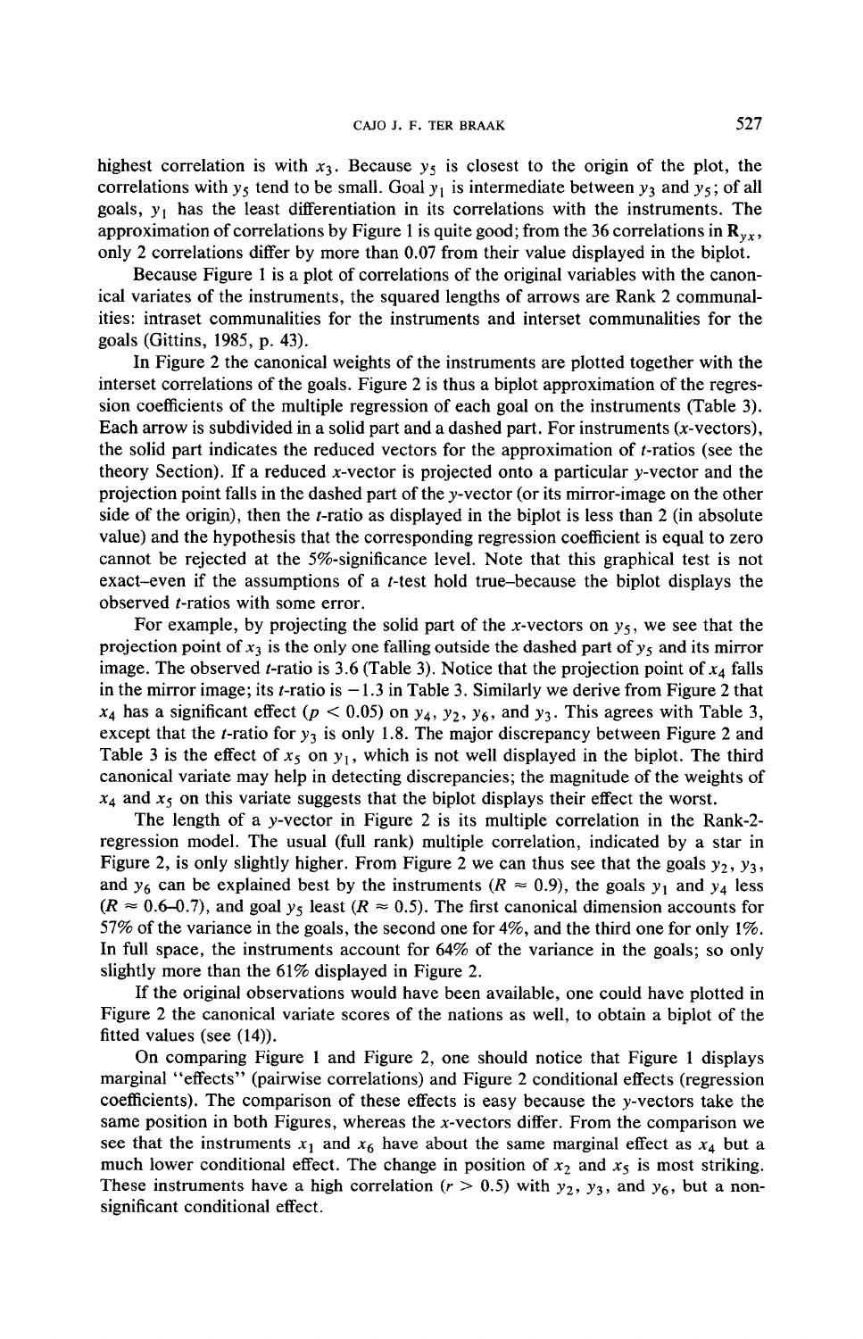highest correlation is with $x_3$. Because $y_5$ is closest to the origin of the plot, the correlations with $y_5$ tend to be small. Goal $y_1$ is intermediate between $y_3$ and $y_5$; of all goals, $y_1$ has the least differentiation in its correlations with the instruments. The approximation of correlations by Figure 1 is quite good; from the 36 correlations in $\mathbf{R}_{yx}$, only 2 correlations differ by more than 0.07 from their value displayed in the biplot.

Because Figure 1 is a plot of correlations of the original variables with the canonical variates of the instruments, the squared lengths of arrows are Rank 2 communalities: intraset communalities for the instruments and interset communalities for the goals (Gittins, 1985, p. 43).

In Figure 2 the canonical weights of the instruments are plotted together with the interset correlations of the goals. Figure 2 is thus a biplot approximation of the regression coefficients of the multiple regression of each goal on the instruments (Table 3). Each arrow is subdivided in a solid part and a dashed part. For instruments ($x$-vectors), the solid part indicates the reduced vectors for the approximation of $t$-ratios (see the theory Section). If a reduced $x$-vector is projected onto a particular $y$-vector and the projection point falls in the dashed part of the $y$-vector (or its mirror-image on the other side of the origin), then the $t$-ratio as displayed in the biplot is less than 2 (in absolute value) and the hypothesis that the corresponding regression coefficient is equal to zero cannot be rejected at the 5%-significance level. Note that this graphical test is not exact–even if the assumptions of a $t$-test hold true–because the biplot displays the observed $t$-ratios with some error.

For example, by projecting the solid part of the $x$-vectors on $y_5$, we see that the projection point of $x_3$ is the only one falling outside the dashed part of $y_5$ and its mirror image. The observed $t$-ratio is 3.6 (Table 3). Notice that the projection point of $x_4$ falls in the mirror image; its $t$-ratio is $-1.3$ in Table 3. Similarly we derive from Figure 2 that $x_4$ has a significant effect ($p < 0.05$) on $y_4$, $y_2$, $y_6$, and $y_3$. This agrees with Table 3, except that the $t$-ratio for $y_3$ is only 1.8. The major discrepancy between Figure 2 and Table 3 is the effect of $x_5$ on $y_1$, which is not well displayed in the biplot. The third canonical variate may help in detecting discrepancies; the magnitude of the weights of $x_4$ and $x_5$ on this variate suggests that the biplot displays their effect the worst.

The length of a $y$-vector in Figure 2 is its multiple correlation in the Rank-2-regression model. The usual (full rank) multiple correlation, indicated by a star in Figure 2, is only slightly higher. From Figure 2 we can thus see that the goals $y_2$, $y_3$, and $y_6$ can be explained best by the instruments ($R \approx 0.9$), the goals $y_1$ and $y_4$ less ($R \approx 0.6$–$0.7$), and goal $y_5$ least ($R \approx 0.5$). The first canonical dimension accounts for 57% of the variance in the goals, the second one for 4%, and the third one for only 1%. In full space, the instruments account for 64% of the variance in the goals; so only slightly more than the 61% displayed in Figure 2.

If the original observations would have been available, one could have plotted in Figure 2 the canonical variate scores of the nations as well, to obtain a biplot of the fitted values (see (14)).

On comparing Figure 1 and Figure 2, one should notice that Figure 1 displays marginal "effects" (pairwise correlations) and Figure 2 conditional effects (regression coefficients). The comparison of these effects is easy because the $y$-vectors take the same position in both Figures, whereas the $x$-vectors differ. From the comparison we see that the instruments $x_1$ and $x_6$ have about the same marginal effect as $x_4$ but a much lower conditional effect. The change in position of $x_2$ and $x_5$ is most striking. These instruments have a high correlation ($r > 0.5$) with $y_2$, $y_3$, and $y_6$, but a non-significant conditional effect.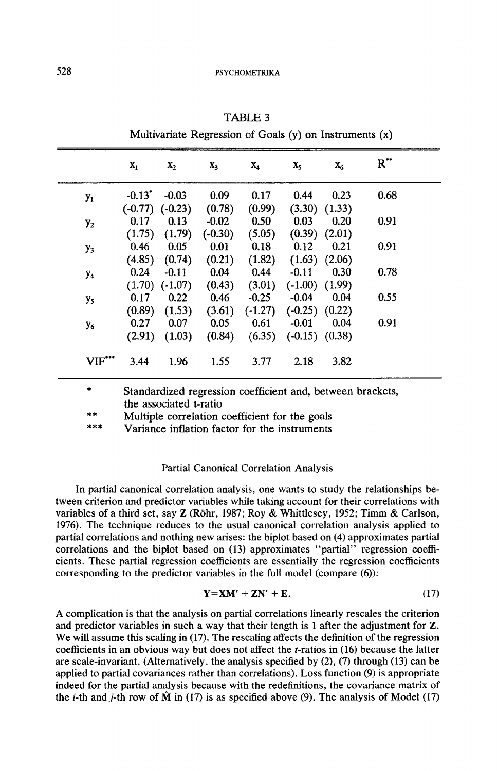TABLE 3

Multivariate Regression of Goals (y) on Instruments (x)

| | $x_1$ | $x_2$ | $x_3$ | $x_4$ | $x_5$ | $x_6$ | $R^{**}$ |
|---|---|---|---|---|---|---|---|
| $y_1$ | -0.13* | -0.03 | 0.09 | 0.17 | 0.44 | 0.23 | 0.68 |
| | (-0.77) | (-0.23) | (0.78) | (0.99) | (3.30) | (1.33) | |
| $y_2$ | 0.17 | 0.13 | -0.02 | 0.50 | 0.03 | 0.20 | 0.91 |
| | (1.75) | (1.79) | (-0.30) | (5.05) | (0.39) | (2.01) | |
| $y_3$ | 0.46 | 0.05 | 0.01 | 0.18 | 0.12 | 0.21 | 0.91 |
| | (4.85) | (0.74) | (0.21) | (1.82) | (1.63) | (2.06) | |
| $y_4$ | 0.24 | -0.11 | 0.04 | 0.44 | -0.11 | 0.30 | 0.78 |
| | (1.70) | (-1.07) | (0.43) | (3.01) | (-1.00) | (1.99) | |
| $y_5$ | 0.17 | 0.22 | 0.46 | -0.25 | -0.04 | 0.04 | 0.55 |
| | (0.89) | (1.53) | (3.61) | (-1.27) | (-0.25) | (0.22) | |
| $y_6$ | 0.27 | 0.07 | 0.05 | 0.61 | -0.01 | 0.04 | 0.91 |
| | (2.91) | (1.03) | (0.84) | (6.35) | (-0.15) | (0.38) | |
| VIF*** | 3.44 | 1.96 | 1.55 | 3.77 | 2.18 | 3.82 | |

\* Standardized regression coefficient and, between brackets, the associated t-ratio

\*\* Multiple correlation coefficient for the goals

\*\*\* Variance inflation factor for the instruments

### Partial Canonical Correlation Analysis

In partial canonical correlation analysis, one wants to study the relationships between criterion and predictor variables while taking account for their correlations with variables of a third set, say $\mathbf{Z}$ (Röhr, 1987; Roy & Whittlesey, 1952; Timm & Carlson, 1976). The technique reduces to the usual canonical correlation analysis applied to partial correlations and nothing new arises: the biplot based on (4) approximates partial correlations and the biplot based on (13) approximates "partial" regression coefficients. These partial regression coefficients are essentially the regression coefficients corresponding to the predictor variables in the full model (compare (6)):

$$\mathbf{Y} = \mathbf{X}\mathbf{M}' + \mathbf{Z}\mathbf{N}' + \mathbf{E}. \tag{17}$$

A complication is that the analysis on partial correlations linearly rescales the criterion and predictor variables in such a way that their length is 1 after the adjustment for $\mathbf{Z}$. We will assume this scaling in (17). The rescaling affects the definition of the regression coefficients in an obvious way but does not affect the $t$-ratios in (16) because the latter are scale-invariant. (Alternatively, the analysis specified by (2), (7) through (13) can be applied to partial covariances rather than correlations). Loss function (9) is appropriate indeed for the partial analysis because with the redefinitions, the covariance matrix of the $i$-th and $j$-th row of $\hat{\mathbf{M}}$ in (17) is as specified above (9). The analysis of Model (17)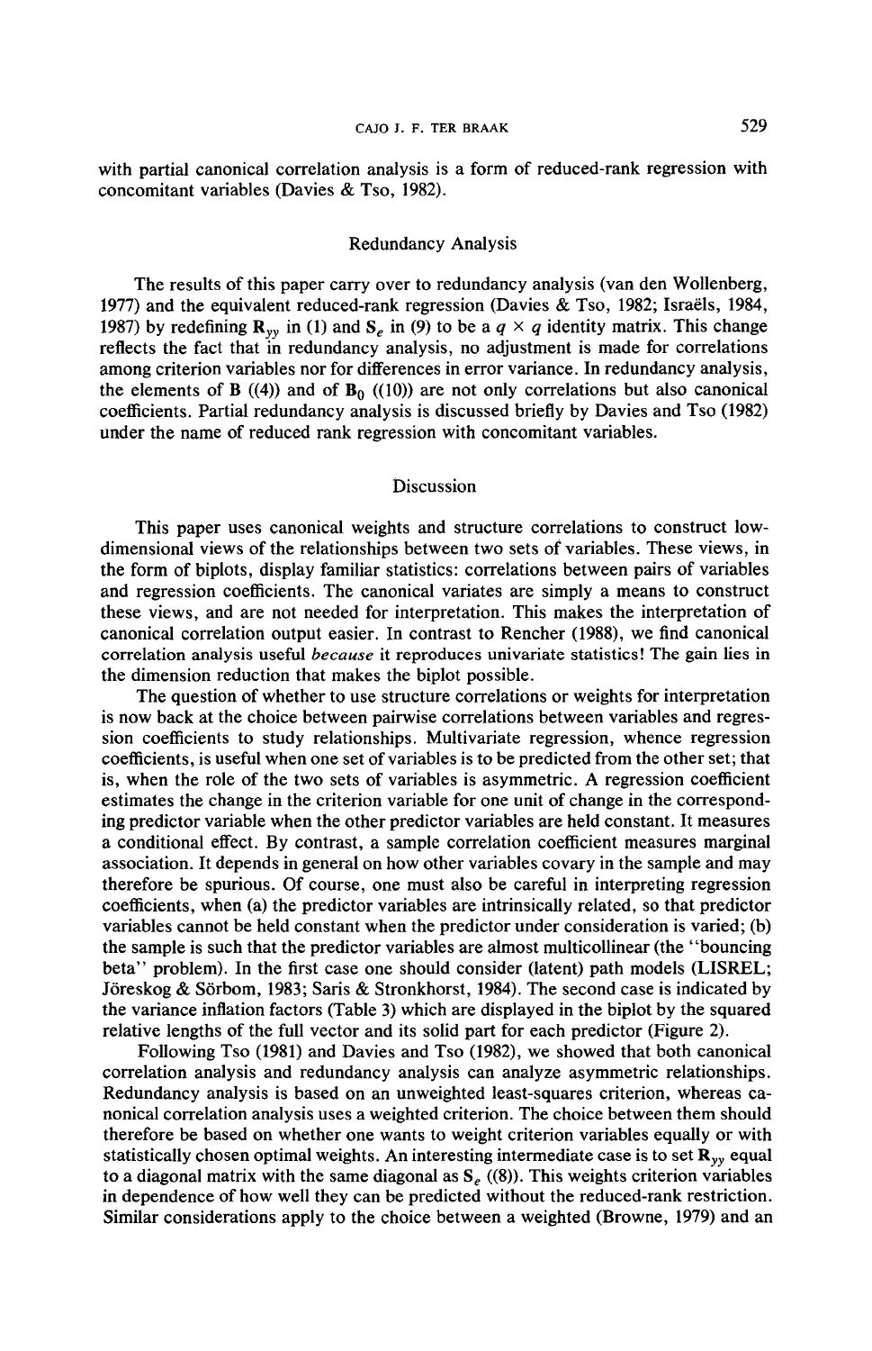with partial canonical correlation analysis is a form of reduced-rank regression with concomitant variables (Davies & Tso, 1982).

## Redundancy Analysis

The results of this paper carry over to redundancy analysis (van den Wollenberg, 1977) and the equivalent reduced-rank regression (Davies & Tso, 1982; Israëls, 1984, 1987) by redefining $\mathbf{R}_{yy}$ in (1) and $\mathbf{S}_e$ in (9) to be a $q \times q$ identity matrix. This change reflects the fact that in redundancy analysis, no adjustment is made for correlations among criterion variables nor for differences in error variance. In redundancy analysis, the elements of $\mathbf{B}$ ((4)) and of $\mathbf{B}_0$ ((10)) are not only correlations but also canonical coefficients. Partial redundancy analysis is discussed briefly by Davies and Tso (1982) under the name of reduced rank regression with concomitant variables.

## Discussion

This paper uses canonical weights and structure correlations to construct low-dimensional views of the relationships between two sets of variables. These views, in the form of biplots, display familiar statistics: correlations between pairs of variables and regression coefficients. The canonical variates are simply a means to construct these views, and are not needed for interpretation. This makes the interpretation of canonical correlation output easier. In contrast to Rencher (1988), we find canonical correlation analysis useful *because* it reproduces univariate statistics! The gain lies in the dimension reduction that makes the biplot possible.

The question of whether to use structure correlations or weights for interpretation is now back at the choice between pairwise correlations between variables and regression coefficients to study relationships. Multivariate regression, whence regression coefficients, is useful when one set of variables is to be predicted from the other set; that is, when the role of the two sets of variables is asymmetric. A regression coefficient estimates the change in the criterion variable for one unit of change in the corresponding predictor variable when the other predictor variables are held constant. It measures a conditional effect. By contrast, a sample correlation coefficient measures marginal association. It depends in general on how other variables covary in the sample and may therefore be spurious. Of course, one must also be careful in interpreting regression coefficients, when (a) the predictor variables are intrinsically related, so that predictor variables cannot be held constant when the predictor under consideration is varied; (b) the sample is such that the predictor variables are almost multicollinear (the "bouncing beta" problem). In the first case one should consider (latent) path models (LISREL; Jöreskog & Sörbom, 1983; Saris & Stronkhorst, 1984). The second case is indicated by the variance inflation factors (Table 3) which are displayed in the biplot by the squared relative lengths of the full vector and its solid part for each predictor (Figure 2).

Following Tso (1981) and Davies and Tso (1982), we showed that both canonical correlation analysis and redundancy analysis can analyze asymmetric relationships. Redundancy analysis is based on an unweighted least-squares criterion, whereas canonical correlation analysis uses a weighted criterion. The choice between them should therefore be based on whether one wants to weight criterion variables equally or with statistically chosen optimal weights. An interesting intermediate case is to set $\mathbf{R}_{yy}$ equal to a diagonal matrix with the same diagonal as $\mathbf{S}_e$ ((8)). This weights criterion variables in dependence of how well they can be predicted without the reduced-rank restriction. Similar considerations apply to the choice between a weighted (Browne, 1979) and an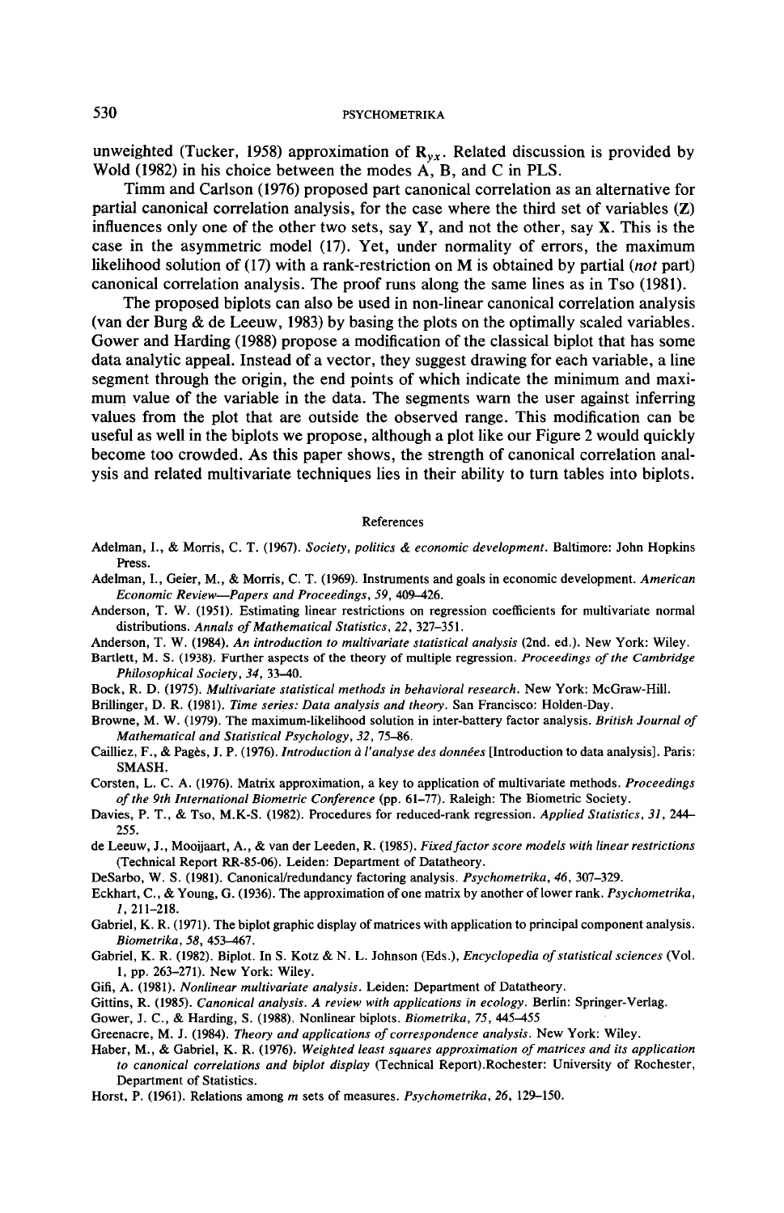unweighted (Tucker, 1958) approximation of $\mathbf{R}_{yx}$. Related discussion is provided by Wold (1982) in his choice between the modes A, B, and C in PLS.

Timm and Carlson (1976) proposed part canonical correlation as an alternative for partial canonical correlation analysis, for the case where the third set of variables (**Z**) influences only one of the other two sets, say **Y**, and not the other, say **X**. This is the case in the asymmetric model (17). Yet, under normality of errors, the maximum likelihood solution of (17) with a rank-restriction on **M** is obtained by partial (*not* part) canonical correlation analysis. The proof runs along the same lines as in Tso (1981).

The proposed biplots can also be used in non-linear canonical correlation analysis (van der Burg & de Leeuw, 1983) by basing the plots on the optimally scaled variables. Gower and Harding (1988) propose a modification of the classical biplot that has some data analytic appeal. Instead of a vector, they suggest drawing for each variable, a line segment through the origin, the end points of which indicate the minimum and maximum value of the variable in the data. The segments warn the user against inferring values from the plot that are outside the observed range. This modification can be useful as well in the biplots we propose, although a plot like our Figure 2 would quickly become too crowded. As this paper shows, the strength of canonical correlation analysis and related multivariate techniques lies in their ability to turn tables into biplots.

## References

Adelman, I., & Morris, C. T. (1967). *Society, politics & economic development*. Baltimore: John Hopkins Press.

Adelman, I., Geier, M., & Morris, C. T. (1969). Instruments and goals in economic development. *American Economic Review—Papers and Proceedings, 59*, 409–426.

Anderson, T. W. (1951). Estimating linear restrictions on regression coefficients for multivariate normal distributions. *Annals of Mathematical Statistics, 22*, 327–351.

Anderson, T. W. (1984). *An introduction to multivariate statistical analysis* (2nd. ed.). New York: Wiley.

Bartlett, M. S. (1938). Further aspects of the theory of multiple regression. *Proceedings of the Cambridge Philosophical Society, 34*, 33–40.

Bock, R. D. (1975). *Multivariate statistical methods in behavioral research*. New York: McGraw-Hill.

Brillinger, D. R. (1981). *Time series: Data analysis and theory*. San Francisco: Holden-Day.

Browne, M. W. (1979). The maximum-likelihood solution in inter-battery factor analysis. *British Journal of Mathematical and Statistical Psychology, 32*, 75–86.

Cailliez, F., & Pagès, J. P. (1976). *Introduction à l'analyse des données* [Introduction to data analysis]. Paris: SMASH.

Corsten, L. C. A. (1976). Matrix approximation, a key to application of multivariate methods. *Proceedings of the 9th International Biometric Conference* (pp. 61–77). Raleigh: The Biometric Society.

Davies, P. T., & Tso, M.K-S. (1982). Procedures for reduced-rank regression. *Applied Statistics, 31*, 244–255.

de Leeuw, J., Mooijaart, A., & van der Leeden, R. (1985). *Fixed factor score models with linear restrictions* (Technical Report RR-85-06). Leiden: Department of Datatheory.

DeSarbo, W. S. (1981). Canonical/redundancy factoring analysis. *Psychometrika, 46*, 307–329.

Eckhart, C., & Young, G. (1936). The approximation of one matrix by another of lower rank. *Psychometrika, 1*, 211–218.

Gabriel, K. R. (1971). The biplot graphic display of matrices with application to principal component analysis. *Biometrika, 58*, 453–467.

Gabriel, K. R. (1982). Biplot. In S. Kotz & N. L. Johnson (Eds.), *Encyclopedia of statistical sciences* (Vol. 1, pp. 263–271). New York: Wiley.

Gifi, A. (1981). *Nonlinear multivariate analysis*. Leiden: Department of Datatheory.

Gittins, R. (1985). *Canonical analysis. A review with applications in ecology*. Berlin: Springer-Verlag.

Gower, J. C., & Harding, S. (1988). Nonlinear biplots. *Biometrika, 75*, 445–455

Greenacre, M. J. (1984). *Theory and applications of correspondence analysis*. New York: Wiley.

Haber, M., & Gabriel, K. R. (1976). *Weighted least squares approximation of matrices and its application to canonical correlations and biplot display* (Technical Report).Rochester: University of Rochester, Department of Statistics.

Horst, P. (1961). Relations among *m* sets of measures. *Psychometrika, 26*, 129–150.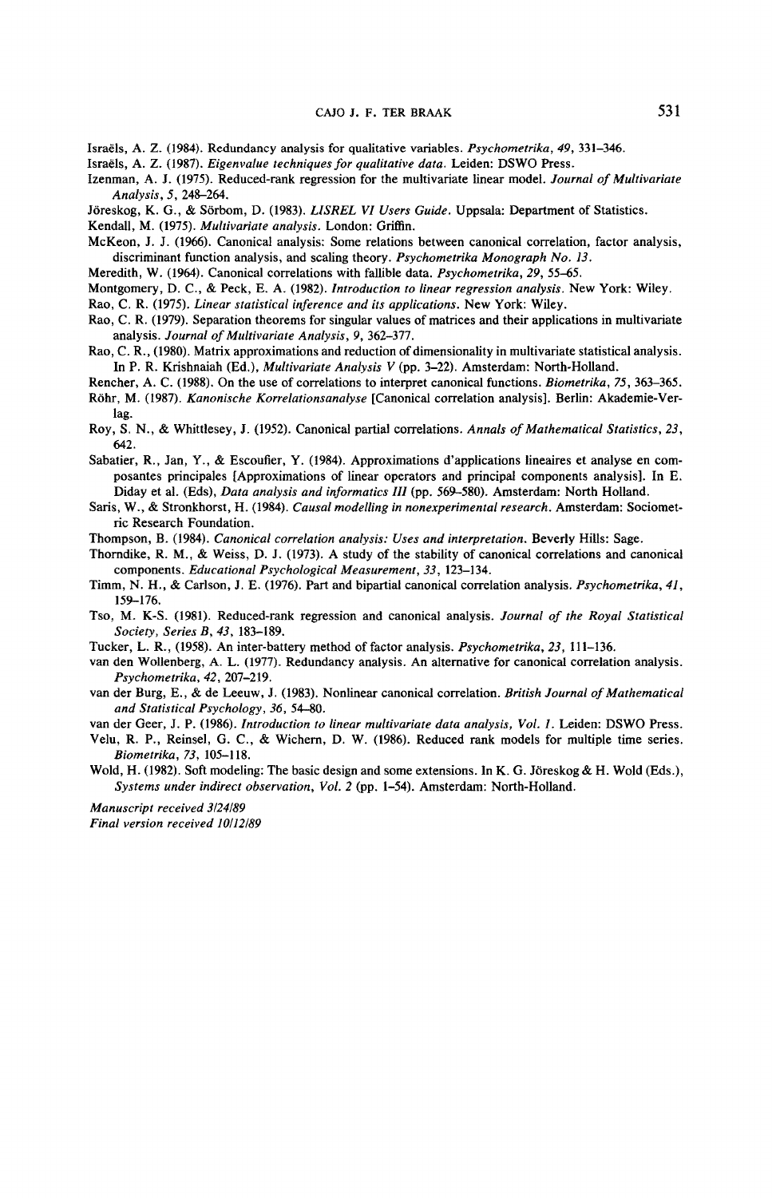Israëls, A. Z. (1984). Redundancy analysis for qualitative variables. *Psychometrika, 49*, 331–346.

Israëls, A. Z. (1987). *Eigenvalue techniques for qualitative data*. Leiden: DSWO Press.

Izenman, A. J. (1975). Reduced-rank regression for the multivariate linear model. *Journal of Multivariate Analysis, 5*, 248–264.

Jöreskog, K. G., & Sörbom, D. (1983). *LISREL VI Users Guide*. Uppsala: Department of Statistics.

Kendall, M. (1975). *Multivariate analysis*. London: Griffin.

McKeon, J. J. (1966). Canonical analysis: Some relations between canonical correlation, factor analysis, discriminant function analysis, and scaling theory. *Psychometrika Monograph No. 13*.

Meredith, W. (1964). Canonical correlations with fallible data. *Psychometrika, 29*, 55–65.

Montgomery, D. C., & Peck, E. A. (1982). *Introduction to linear regression analysis*. New York: Wiley.

Rao, C. R. (1975). *Linear statistical inference and its applications*. New York: Wiley.

Rao, C. R. (1979). Separation theorems for singular values of matrices and their applications in multivariate analysis. *Journal of Multivariate Analysis, 9*, 362–377.

Rao, C. R., (1980). Matrix approximations and reduction of dimensionality in multivariate statistical analysis. In P. R. Krishnaiah (Ed.), *Multivariate Analysis V* (pp. 3–22). Amsterdam: North-Holland.

Rencher, A. C. (1988). On the use of correlations to interpret canonical functions. *Biometrika, 75*, 363–365.

Röhr, M. (1987). *Kanonische Korrelationsanalyse* [Canonical correlation analysis]. Berlin: Akademie-Verlag.

Roy, S. N., & Whittlesey, J. (1952). Canonical partial correlations. *Annals of Mathematical Statistics, 23*, 642.

Sabatier, R., Jan, Y., & Escoufier, Y. (1984). Approximations d'applications lineaires et analyse en composantes principales [Approximations of linear operators and principal components analysis]. In E. Diday et al. (Eds), *Data analysis and informatics III* (pp. 569–580). Amsterdam: North Holland.

Saris, W., & Stronkhorst, H. (1984). *Causal modelling in nonexperimental research*. Amsterdam: Sociometric Research Foundation.

Thompson, B. (1984). *Canonical correlation analysis: Uses and interpretation*. Beverly Hills: Sage.

Thorndike, R. M., & Weiss, D. J. (1973). A study of the stability of canonical correlations and canonical components. *Educational Psychological Measurement, 33*, 123–134.

Timm, N. H., & Carlson, J. E. (1976). Part and bipartial canonical correlation analysis. *Psychometrika, 41*, 159–176.

Tso, M. K-S. (1981). Reduced-rank regression and canonical analysis. *Journal of the Royal Statistical Society, Series B, 43*, 183–189.

Tucker, L. R., (1958). An inter-battery method of factor analysis. *Psychometrika, 23*, 111–136.

van den Wollenberg, A. L. (1977). Redundancy analysis. An alternative for canonical correlation analysis. *Psychometrika, 42*, 207–219.

van der Burg, E., & de Leeuw, J. (1983). Nonlinear canonical correlation. *British Journal of Mathematical and Statistical Psychology, 36*, 54–80.

van der Geer, J. P. (1986). *Introduction to linear multivariate data analysis, Vol. 1*. Leiden: DSWO Press.

Velu, R. P., Reinsel, G. C., & Wichern, D. W. (1986). Reduced rank models for multiple time series. *Biometrika, 73*, 105–118.

Wold, H. (1982). Soft modeling: The basic design and some extensions. In K. G. Jöreskog & H. Wold (Eds.), *Systems under indirect observation, Vol. 2* (pp. 1–54). Amsterdam: North-Holland.

*Manuscript received 3/24/89*
*Final version received 10/12/89*